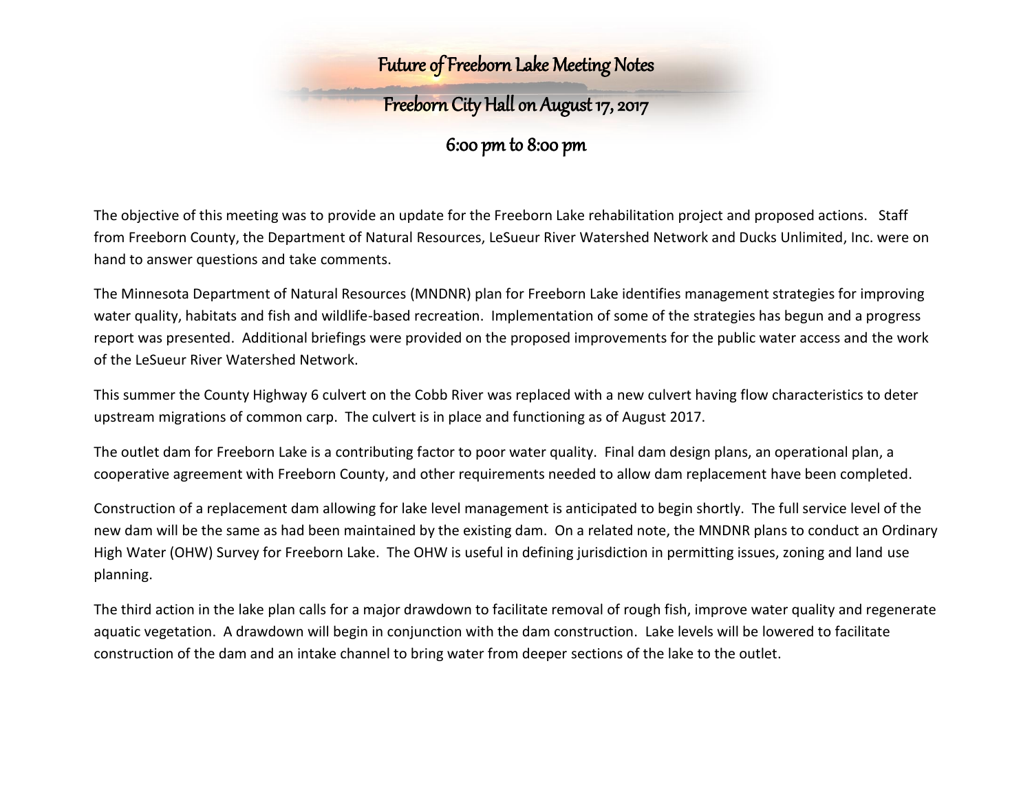# Future of Freeborn Lake Meeting Notes

## Freeborn City Hall on August 17, 2017

## 6:00 pm to 8:00 pm

The objective of this meeting was to provide an update for the Freeborn Lake rehabilitation project and proposed actions. Staff from Freeborn County, the Department of Natural Resources, LeSueur River Watershed Network and Ducks Unlimited, Inc. were on hand to answer questions and take comments.

The Minnesota Department of Natural Resources (MNDNR) plan for Freeborn Lake identifies management strategies for improving water quality, habitats and fish and wildlife-based recreation. Implementation of some of the strategies has begun and a progress report was presented. Additional briefings were provided on the proposed improvements for the public water access and the work of the LeSueur River Watershed Network.

This summer the County Highway 6 culvert on the Cobb River was replaced with a new culvert having flow characteristics to deter upstream migrations of common carp. The culvert is in place and functioning as of August 2017.

The outlet dam for Freeborn Lake is a contributing factor to poor water quality. Final dam design plans, an operational plan, a cooperative agreement with Freeborn County, and other requirements needed to allow dam replacement have been completed.

Construction of a replacement dam allowing for lake level management is anticipated to begin shortly. The full service level of the new dam will be the same as had been maintained by the existing dam. On a related note, the MNDNR plans to conduct an Ordinary High Water (OHW) Survey for Freeborn Lake. The OHW is useful in defining jurisdiction in permitting issues, zoning and land use planning.

The third action in the lake plan calls for a major drawdown to facilitate removal of rough fish, improve water quality and regenerate aquatic vegetation. A drawdown will begin in conjunction with the dam construction. Lake levels will be lowered to facilitate construction of the dam and an intake channel to bring water from deeper sections of the lake to the outlet.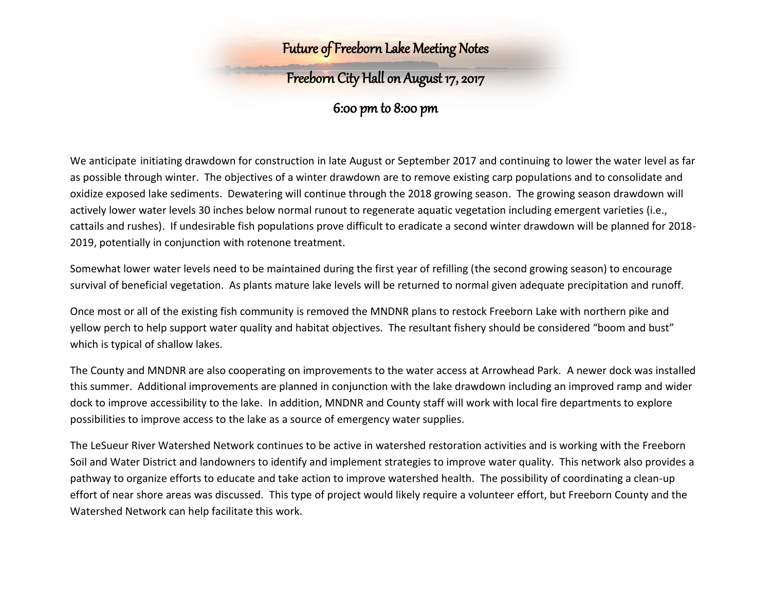# Future of Freeborn Lake Meeting Notes

## Freeborn City Hall on August 17, 2017

### 6:00 pm to 8:00 pm

We anticipate initiating drawdown for construction in late August or September 2017 and continuing to lower the water level as far as possible through winter. The objectives of a winter drawdown are to remove existing carp populations and to consolidate and oxidize exposed lake sediments. Dewatering will continue through the 2018 growing season. The growing season drawdown will actively lower water levels 30 inches below normal runout to regenerate aquatic vegetation including emergent varieties (i.e., cattails and rushes). If undesirable fish populations prove difficult to eradicate a second winter drawdown will be planned for 2018-2019, potentially in conjunction with rotenone treatment.

Somewhat lower water levels need to be maintained during the first year of refilling (the second growing season) to encourage survival of beneficial vegetation. As plants mature lake levels will be returned to normal given adequate precipitation and runoff.

Once most or all of the existing fish community is removed the MNDNR plans to restock Freeborn Lake with northern pike and yellow perch to help support water quality and habitat objectives. The resultant fishery should be considered "boom and bust" which is typical of shallow lakes.

The County and MNDNR are also cooperating on improvements to the water access at Arrowhead Park. A newer dock was installed this summer. Additional improvements are planned in conjunction with the lake drawdown including an improved ramp and wider dock to improve accessibility to the lake. In addition, MNDNR and County staff will work with local fire departments to explore possibilities to improve access to the lake as a source of emergency water supplies.

The LeSueur River Watershed Network continues to be active in watershed restoration activities and is working with the Freeborn Soil and Water District and landowners to identify and implement strategies to improve water quality. This network also provides a pathway to organize efforts to educate and take action to improve watershed health. The possibility of coordinating a clean-up effort of near shore areas was discussed. This type of project would likely require a volunteer effort, but Freeborn County and the Watershed Network can help facilitate this work.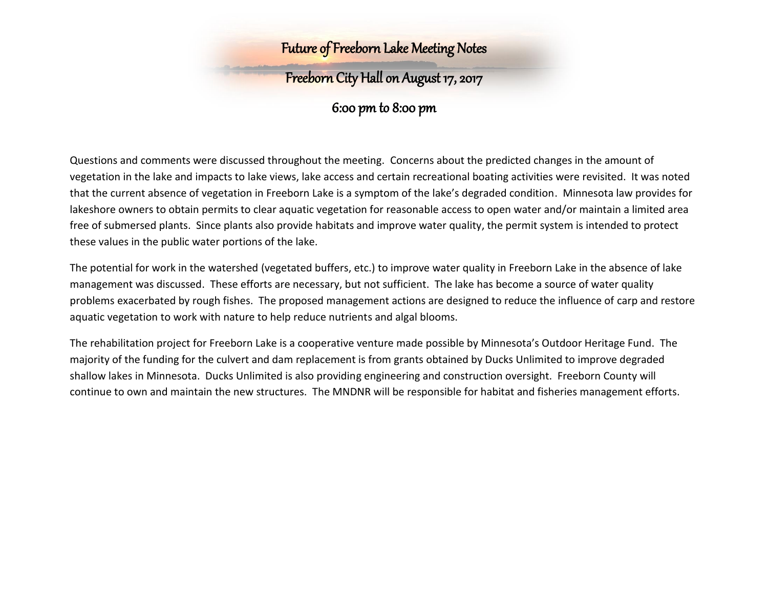# Future of Freeborn Lake Meeting Notes

## Freeborn City Hall on August 17, 2017

## 6:00 pm to 8:00 pm

Questions and comments were discussed throughout the meeting. Concerns about the predicted changes in the amount of vegetation in the lake and impacts to lake views, lake access and certain recreational boating activities were revisited. It was noted that the current absence of vegetation in Freeborn Lake is a symptom of the lake's degraded condition. Minnesota law provides for lakeshore owners to obtain permits to clear aquatic vegetation for reasonable access to open water and/or maintain a limited area free of submersed plants. Since plants also provide habitats and improve water quality, the permit system is intended to protect these values in the public water portions of the lake.

The potential for work in the watershed (vegetated buffers, etc.) to improve water quality in Freeborn Lake in the absence of lake management was discussed. These efforts are necessary, but not sufficient. The lake has become a source of water quality problems exacerbated by rough fishes. The proposed management actions are designed to reduce the influence of carp and restore aquatic vegetation to work with nature to help reduce nutrients and algal blooms.

The rehabilitation project for Freeborn Lake is a cooperative venture made possible by Minnesota's Outdoor Heritage Fund. The majority of the funding for the culvert and dam replacement is from grants obtained by Ducks Unlimited to improve degraded shallow lakes in Minnesota. Ducks Unlimited is also providing engineering and construction oversight. Freeborn County will continue to own and maintain the new structures. The MNDNR will be responsible for habitat and fisheries management efforts.